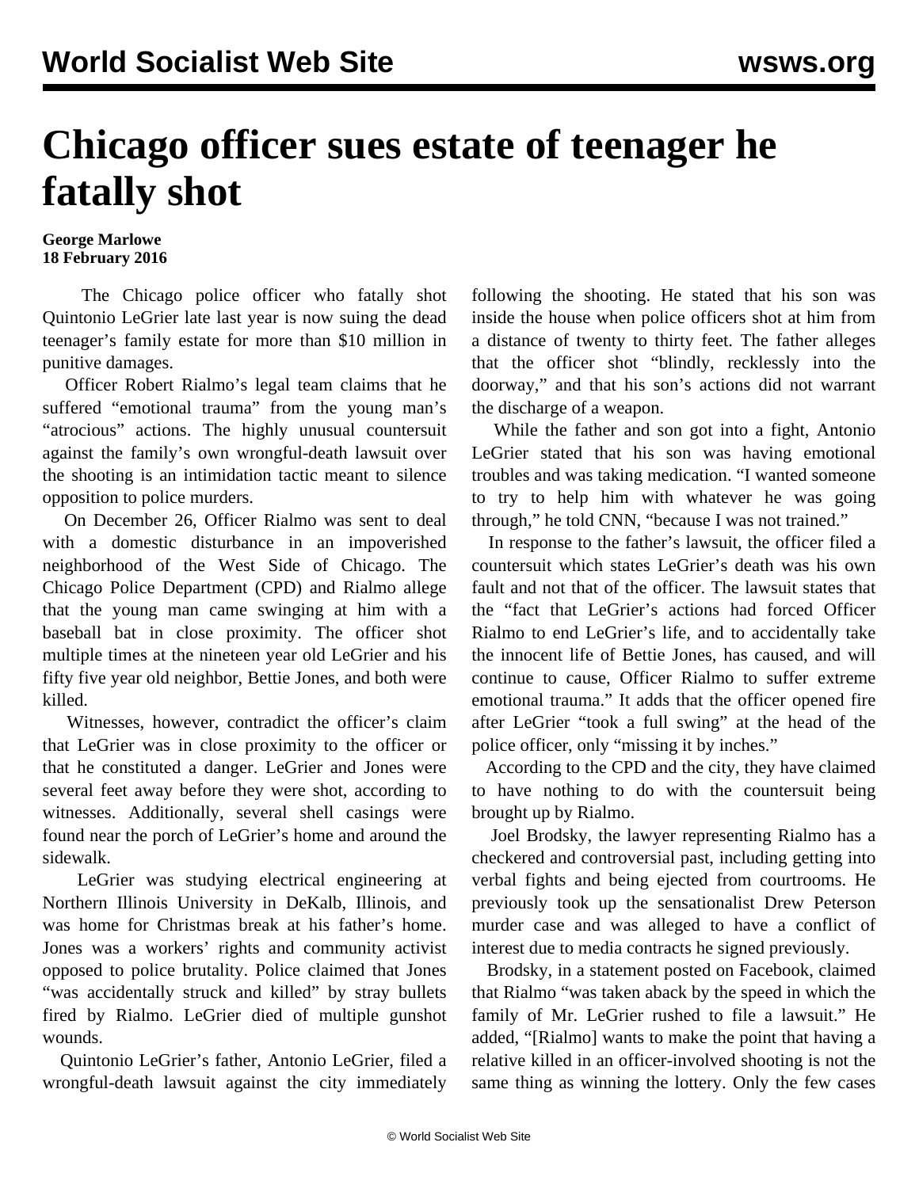# Chicago officer sues estate of teenager he fatally shot

**George Marlowe**
**18 February 2016**

The Chicago police officer who fatally shot Quintonio LeGrier late last year is now suing the dead teenager's family estate for more than $10 million in punitive damages.

Officer Robert Rialmo's legal team claims that he suffered "emotional trauma" from the young man's "atrocious" actions. The highly unusual countersuit against the family's own wrongful-death lawsuit over the shooting is an intimidation tactic meant to silence opposition to police murders.

On December 26, Officer Rialmo was sent to deal with a domestic disturbance in an impoverished neighborhood of the West Side of Chicago. The Chicago Police Department (CPD) and Rialmo allege that the young man came swinging at him with a baseball bat in close proximity. The officer shot multiple times at the nineteen year old LeGrier and his fifty five year old neighbor, Bettie Jones, and both were killed.

Witnesses, however, contradict the officer's claim that LeGrier was in close proximity to the officer or that he constituted a danger. LeGrier and Jones were several feet away before they were shot, according to witnesses. Additionally, several shell casings were found near the porch of LeGrier's home and around the sidewalk.

LeGrier was studying electrical engineering at Northern Illinois University in DeKalb, Illinois, and was home for Christmas break at his father's home. Jones was a workers' rights and community activist opposed to police brutality. Police claimed that Jones "was accidentally struck and killed" by stray bullets fired by Rialmo. LeGrier died of multiple gunshot wounds.

Quintonio LeGrier's father, Antonio LeGrier, filed a wrongful-death lawsuit against the city immediately following the shooting. He stated that his son was inside the house when police officers shot at him from a distance of twenty to thirty feet. The father alleges that the officer shot "blindly, recklessly into the doorway," and that his son's actions did not warrant the discharge of a weapon.

While the father and son got into a fight, Antonio LeGrier stated that his son was having emotional troubles and was taking medication. "I wanted someone to try to help him with whatever he was going through," he told CNN, "because I was not trained."

In response to the father's lawsuit, the officer filed a countersuit which states LeGrier's death was his own fault and not that of the officer. The lawsuit states that the "fact that LeGrier's actions had forced Officer Rialmo to end LeGrier's life, and to accidentally take the innocent life of Bettie Jones, has caused, and will continue to cause, Officer Rialmo to suffer extreme emotional trauma." It adds that the officer opened fire after LeGrier "took a full swing" at the head of the police officer, only "missing it by inches."

According to the CPD and the city, they have claimed to have nothing to do with the countersuit being brought up by Rialmo.

Joel Brodsky, the lawyer representing Rialmo has a checkered and controversial past, including getting into verbal fights and being ejected from courtrooms. He previously took up the sensationalist Drew Peterson murder case and was alleged to have a conflict of interest due to media contracts he signed previously.

Brodsky, in a statement posted on Facebook, claimed that Rialmo "was taken aback by the speed in which the family of Mr. LeGrier rushed to file a lawsuit." He added, "[Rialmo] wants to make the point that having a relative killed in an officer-involved shooting is not the same thing as winning the lottery. Only the few cases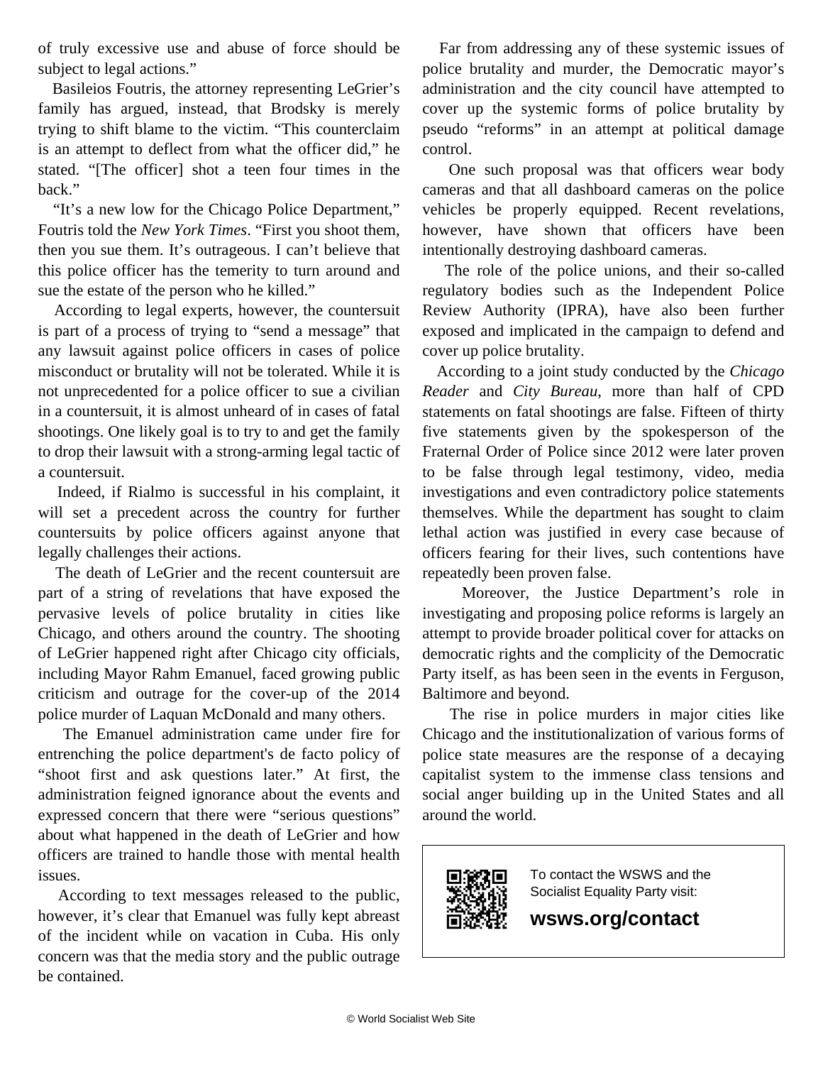of truly excessive use and abuse of force should be subject to legal actions."

Basileios Foutris, the attorney representing LeGrier's family has argued, instead, that Brodsky is merely trying to shift blame to the victim. "This counterclaim is an attempt to deflect from what the officer did," he stated. "[The officer] shot a teen four times in the back."

"It's a new low for the Chicago Police Department," Foutris told the *New York Times*. "First you shoot them, then you sue them. It's outrageous. I can't believe that this police officer has the temerity to turn around and sue the estate of the person who he killed."

According to legal experts, however, the countersuit is part of a process of trying to "send a message" that any lawsuit against police officers in cases of police misconduct or brutality will not be tolerated. While it is not unprecedented for a police officer to sue a civilian in a countersuit, it is almost unheard of in cases of fatal shootings. One likely goal is to try to and get the family to drop their lawsuit with a strong-arming legal tactic of a countersuit.

Indeed, if Rialmo is successful in his complaint, it will set a precedent across the country for further countersuits by police officers against anyone that legally challenges their actions.

The death of LeGrier and the recent countersuit are part of a string of revelations that have exposed the pervasive levels of police brutality in cities like Chicago, and others around the country. The shooting of LeGrier happened right after Chicago city officials, including Mayor Rahm Emanuel, faced growing public criticism and outrage for the cover-up of the 2014 police murder of Laquan McDonald and many others.

The Emanuel administration came under fire for entrenching the police department's de facto policy of "shoot first and ask questions later." At first, the administration feigned ignorance about the events and expressed concern that there were "serious questions" about what happened in the death of LeGrier and how officers are trained to handle those with mental health issues.

According to text messages released to the public, however, it's clear that Emanuel was fully kept abreast of the incident while on vacation in Cuba. His only concern was that the media story and the public outrage be contained.

Far from addressing any of these systemic issues of police brutality and murder, the Democratic mayor's administration and the city council have attempted to cover up the systemic forms of police brutality by pseudo "reforms" in an attempt at political damage control.

One such proposal was that officers wear body cameras and that all dashboard cameras on the police vehicles be properly equipped. Recent revelations, however, have shown that officers have been intentionally destroying dashboard cameras.

The role of the police unions, and their so-called regulatory bodies such as the Independent Police Review Authority (IPRA), have also been further exposed and implicated in the campaign to defend and cover up police brutality.

According to a joint study conducted by the *Chicago Reader* and *City Bureau*, more than half of CPD statements on fatal shootings are false. Fifteen of thirty five statements given by the spokesperson of the Fraternal Order of Police since 2012 were later proven to be false through legal testimony, video, media investigations and even contradictory police statements themselves. While the department has sought to claim lethal action was justified in every case because of officers fearing for their lives, such contentions have repeatedly been proven false.

Moreover, the Justice Department's role in investigating and proposing police reforms is largely an attempt to provide broader political cover for attacks on democratic rights and the complicity of the Democratic Party itself, as has been seen in the events in Ferguson, Baltimore and beyond.

The rise in police murders in major cities like Chicago and the institutionalization of various forms of police state measures are the response of a decaying capitalist system to the immense class tensions and social anger building up in the United States and all around the world.

To contact the WSWS and the Socialist Equality Party visit:

**wsws.org/contact**